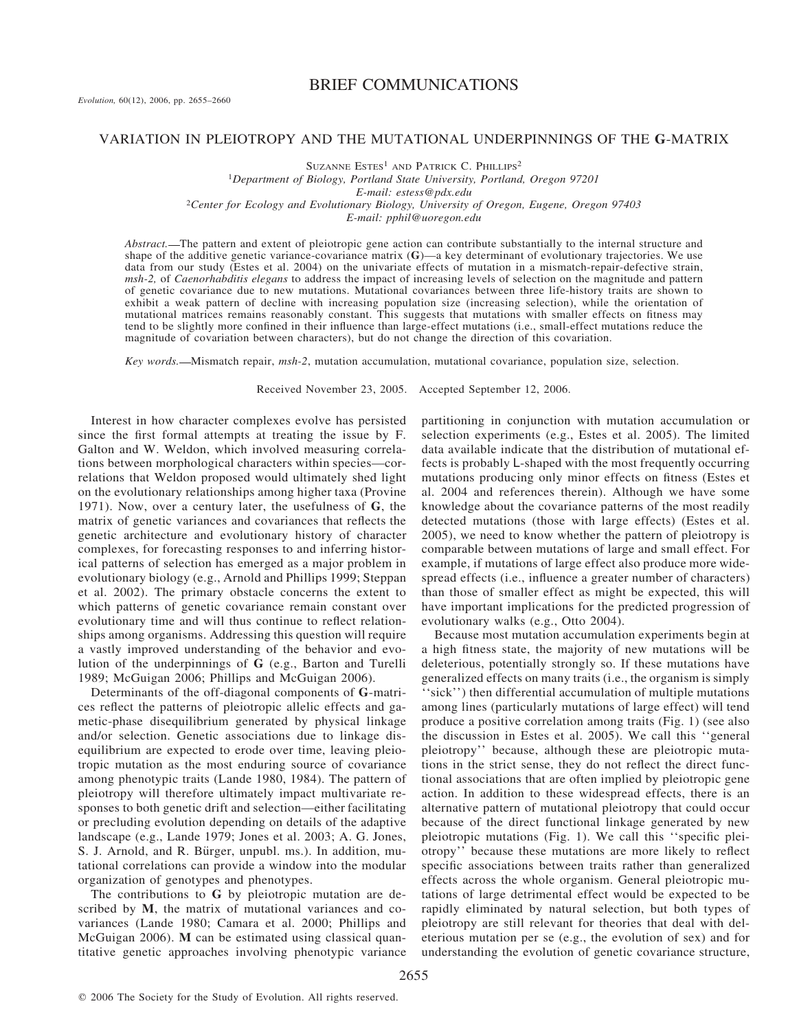## BRIEF COMMUNICATIONS

# VARIATION IN PLEIOTROPY AND THE MUTATIONAL UNDERPINNINGS OF THE G-MATRIX

Suzanne Estes[1] and Patrick C. Phillips[2]

[1]*Department of Biology, Portland State University, Portland, Oregon 97201*
*E-mail: estess@pdx.edu*

[2]*Center for Ecology and Evolutionary Biology, University of Oregon, Eugene, Oregon 97403*
*E-mail: pphil@uoregon.edu*

*Abstract.*—The pattern and extent of pleiotropic gene action can contribute substantially to the internal structure and shape of the additive genetic variance-covariance matrix (**G**)—a key determinant of evolutionary trajectories. We use data from our study (Estes et al. 2004) on the univariate effects of mutation in a mismatch-repair-defective strain, *msh-2,* of *Caenorhabditis elegans* to address the impact of increasing levels of selection on the magnitude and pattern of genetic covariance due to new mutations. Mutational covariances between three life-history traits are shown to exhibit a weak pattern of decline with increasing population size (increasing selection), while the orientation of mutational matrices remains reasonably constant. This suggests that mutations with smaller effects on fitness may tend to be slightly more confined in their influence than large-effect mutations (i.e., small-effect mutations reduce the magnitude of covariation between characters), but do not change the direction of this covariation.

*Key words.*—Mismatch repair, *msh-2*, mutation accumulation, mutational covariance, population size, selection.

Received November 23, 2005. Accepted September 12, 2006.

Interest in how character complexes evolve has persisted since the first formal attempts at treating the issue by F. Galton and W. Weldon, which involved measuring correlations between morphological characters within species—correlations that Weldon proposed would ultimately shed light on the evolutionary relationships among higher taxa (Provine 1971). Now, over a century later, the usefulness of **G**, the matrix of genetic variances and covariances that reflects the genetic architecture and evolutionary history of character complexes, for forecasting responses to and inferring historical patterns of selection has emerged as a major problem in evolutionary biology (e.g., Arnold and Phillips 1999; Steppan et al. 2002). The primary obstacle concerns the extent to which patterns of genetic covariance remain constant over evolutionary time and will thus continue to reflect relationships among organisms. Addressing this question will require a vastly improved understanding of the behavior and evolution of the underpinnings of **G** (e.g., Barton and Turelli 1989; McGuigan 2006; Phillips and McGuigan 2006).

Determinants of the off-diagonal components of **G**-matrices reflect the patterns of pleiotropic allelic effects and gametic-phase disequilibrium generated by physical linkage and/or selection. Genetic associations due to linkage disequilibrium are expected to erode over time, leaving pleiotropic mutation as the most enduring source of covariance among phenotypic traits (Lande 1980, 1984). The pattern of pleiotropy will therefore ultimately impact multivariate responses to both genetic drift and selection—either facilitating or precluding evolution depending on details of the adaptive landscape (e.g., Lande 1979; Jones et al. 2003; A. G. Jones, S. J. Arnold, and R. Bürger, unpubl. ms.). In addition, mutational correlations can provide a window into the modular organization of genotypes and phenotypes.

The contributions to **G** by pleiotropic mutation are described by **M**, the matrix of mutational variances and covariances (Lande 1980; Camara et al. 2000; Phillips and McGuigan 2006). **M** can be estimated using classical quantitative genetic approaches involving phenotypic variance partitioning in conjunction with mutation accumulation or selection experiments (e.g., Estes et al. 2005). The limited data available indicate that the distribution of mutational effects is probably L-shaped with the most frequently occurring mutations producing only minor effects on fitness (Estes et al. 2004 and references therein). Although we have some knowledge about the covariance patterns of the most readily detected mutations (those with large effects) (Estes et al. 2005), we need to know whether the pattern of pleiotropy is comparable between mutations of large and small effect. For example, if mutations of large effect also produce more widespread effects (i.e., influence a greater number of characters) than those of smaller effect as might be expected, this will have important implications for the predicted progression of evolutionary walks (e.g., Otto 2004).

Because most mutation accumulation experiments begin at a high fitness state, the majority of new mutations will be deleterious, potentially strongly so. If these mutations have generalized effects on many traits (i.e., the organism is simply ''sick'') then differential accumulation of multiple mutations among lines (particularly mutations of large effect) will tend produce a positive correlation among traits (Fig. 1) (see also the discussion in Estes et al. 2005). We call this ''general pleiotropy'' because, although these are pleiotropic mutations in the strict sense, they do not reflect the direct functional associations that are often implied by pleiotropic gene action. In addition to these widespread effects, there is an alternative pattern of mutational pleiotropy that could occur because of the direct functional linkage generated by new pleiotropic mutations (Fig. 1). We call this ''specific pleiotropy'' because these mutations are more likely to reflect specific associations between traits rather than generalized effects across the whole organism. General pleiotropic mutations of large detrimental effect would be expected to be rapidly eliminated by natural selection, but both types of pleiotropy are still relevant for theories that deal with deleterious mutation per se (e.g., the evolution of sex) and for understanding the evolution of genetic covariance structure,

© 2006 The Society for the Study of Evolution. All rights reserved.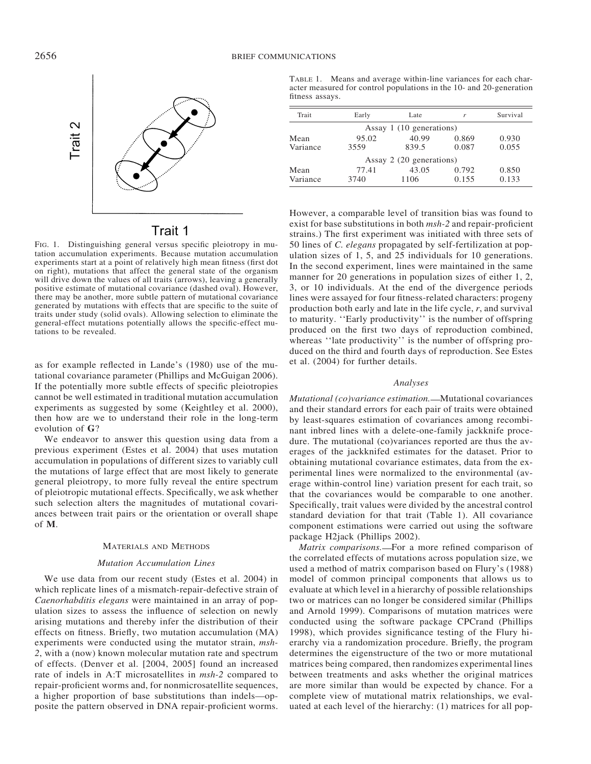FIG. 1. Distinguishing general versus specific pleiotropy in mutation accumulation experiments. Because mutation accumulation experiments start at a point of relatively high mean fitness (first dot on right), mutations that affect the general state of the organism will drive down the values of all traits (arrows), leaving a generally positive estimate of mutational covariance (dashed oval). However, there may be another, more subtle pattern of mutational covariance generated by mutations with effects that are specific to the suite of traits under study (solid ovals). Allowing selection to eliminate the general-effect mutations potentially allows the specific-effect mutations to be revealed.

as for example reflected in Lande's (1980) use of the mutational covariance parameter (Phillips and McGuigan 2006). If the potentially more subtle effects of specific pleiotropies cannot be well estimated in traditional mutation accumulation experiments as suggested by some (Keightley et al. 2000), then how are we to understand their role in the long-term evolution of **G**?

We endeavor to answer this question using data from a previous experiment (Estes et al. 2004) that uses mutation accumulation in populations of different sizes to variably cull the mutations of large effect that are most likely to generate general pleiotropy, to more fully reveal the entire spectrum of pleiotropic mutational effects. Specifically, we ask whether such selection alters the magnitudes of mutational covariances between trait pairs or the orientation or overall shape of **M**.

## MATERIALS AND METHODS

### *Mutation Accumulation Lines*

We use data from our recent study (Estes et al. 2004) in which replicate lines of a mismatch-repair-defective strain of *Caenorhabditis elegans* were maintained in an array of population sizes to assess the influence of selection on newly arising mutations and thereby infer the distribution of their effects on fitness. Briefly, two mutation accumulation (MA) experiments were conducted using the mutator strain, *msh-2*, with a (now) known molecular mutation rate and spectrum of effects. (Denver et al. [2004, 2005] found an increased rate of indels in A:T microsatellites in *msh-2* compared to repair-proficient worms and, for nonmicrosatellite sequences, a higher proportion of base substitutions than indels—opposite the pattern observed in DNA repair-proficient worms. However, a comparable level of transition bias was found to exist for base substitutions in both *msh-2* and repair-proficient strains.) The first experiment was initiated with three sets of 50 lines of *C. elegans* propagated by self-fertilization at population sizes of 1, 5, and 25 individuals for 10 generations. In the second experiment, lines were maintained in the same manner for 20 generations in population sizes of either 1, 2, 3, or 10 individuals. At the end of the divergence periods lines were assayed for four fitness-related characters: progeny production both early and late in the life cycle, *r*, and survival to maturity. ''Early productivity'' is the number of offspring produced on the first two days of reproduction combined, whereas ''late productivity'' is the number of offspring produced on the third and fourth days of reproduction. See Estes et al. (2004) for further details.

TABLE 1. Means and average within-line variances for each character measured for control populations in the 10- and 20-generation fitness assays.

| Trait | Early | Late | *r* | Survival |
|---|---|---|---|---|
| | Assay 1 (10 generations) | | | |
| Mean | 95.02 | 40.99 | 0.869 | 0.930 |
| Variance | 3559 | 839.5 | 0.087 | 0.055 |
| | Assay 2 (20 generations) | | | |
| Mean | 77.41 | 43.05 | 0.792 | 0.850 |
| Variance | 3740 | 1106 | 0.155 | 0.133 |

### *Analyses*

*Mutational (co)variance estimation.*—Mutational covariances and their standard errors for each pair of traits were obtained by least-squares estimation of covariances among recombinant inbred lines with a delete-one-family jackknife procedure. The mutational (co)variances reported are thus the averages of the jackknifed estimates for the dataset. Prior to obtaining mutational covariance estimates, data from the experimental lines were normalized to the environmental (average within-control line) variation present for each trait, so that the covariances would be comparable to one another. Specifically, trait values were divided by the ancestral control standard deviation for that trait (Table 1). All covariance component estimations were carried out using the software package H2jack (Phillips 2002).

*Matrix comparisons.*—For a more refined comparison of the correlated effects of mutations across population size, we used a method of matrix comparison based on Flury's (1988) model of common principal components that allows us to evaluate at which level in a hierarchy of possible relationships two or matrices can no longer be considered similar (Phillips and Arnold 1999). Comparisons of mutation matrices were conducted using the software package CPCrand (Phillips 1998), which provides significance testing of the Flury hierarchy via a randomization procedure. Briefly, the program determines the eigenstructure of the two or more mutational matrices being compared, then randomizes experimental lines between treatments and asks whether the original matrices are more similar than would be expected by chance. For a complete view of mutational matrix relationships, we evaluated at each level of the hierarchy: (1) matrices for all pop-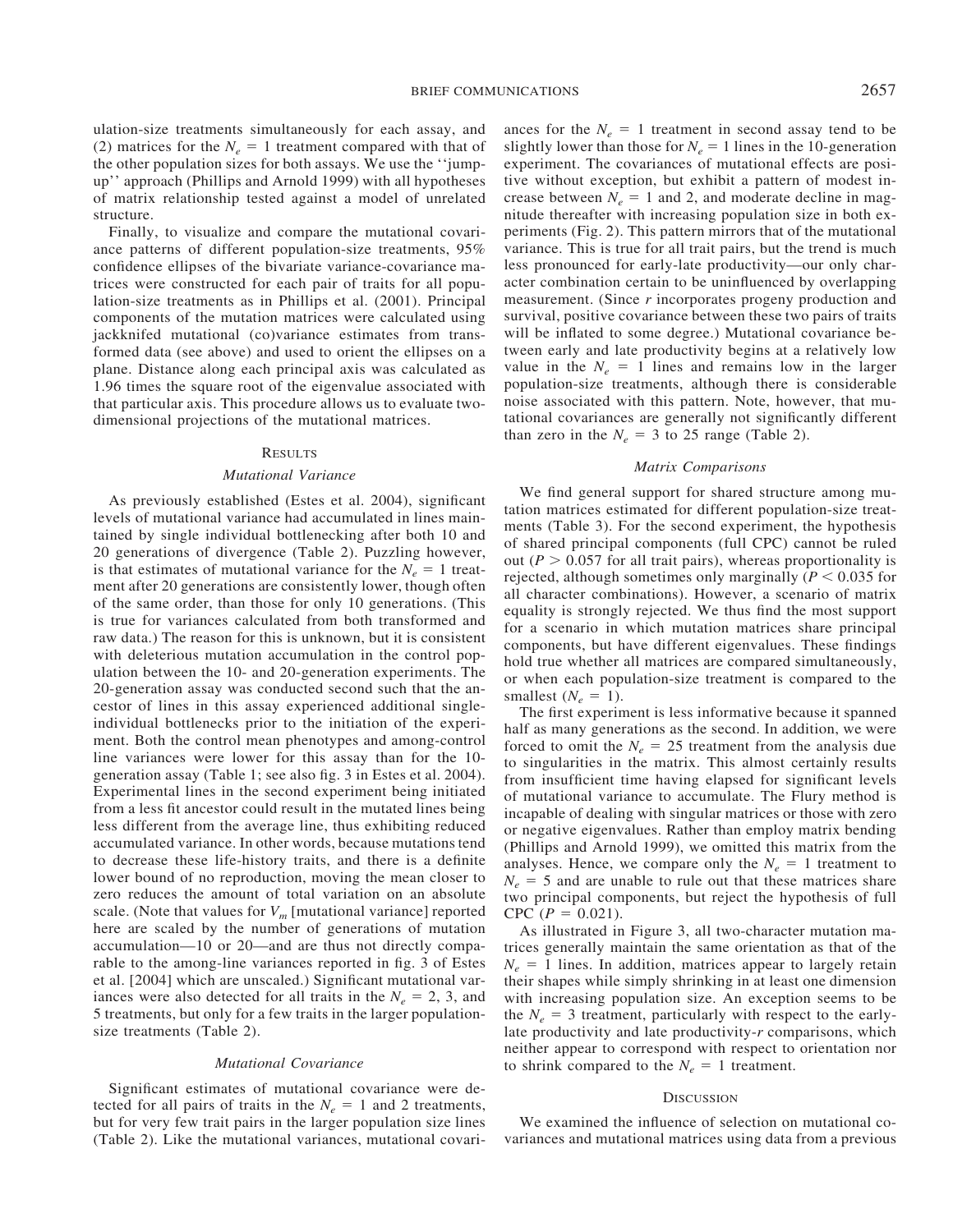ulation-size treatments simultaneously for each assay, and (2) matrices for the $N_e = 1$ treatment compared with that of the other population sizes for both assays. We use the ''jump-up'' approach (Phillips and Arnold 1999) with all hypotheses of matrix relationship tested against a model of unrelated structure.

Finally, to visualize and compare the mutational covariance patterns of different population-size treatments, 95% confidence ellipses of the bivariate variance-covariance matrices were constructed for each pair of traits for all population-size treatments as in Phillips et al. (2001). Principal components of the mutation matrices were calculated using jackknifed mutational (co)variance estimates from transformed data (see above) and used to orient the ellipses on a plane. Distance along each principal axis was calculated as 1.96 times the square root of the eigenvalue associated with that particular axis. This procedure allows us to evaluate two-dimensional projections of the mutational matrices.

## Results

### Mutational Variance

As previously established (Estes et al. 2004), significant levels of mutational variance had accumulated in lines maintained by single individual bottlenecking after both 10 and 20 generations of divergence (Table 2). Puzzling however, is that estimates of mutational variance for the $N_e = 1$ treatment after 20 generations are consistently lower, though often of the same order, than those for only 10 generations. (This is true for variances calculated from both transformed and raw data.) The reason for this is unknown, but it is consistent with deleterious mutation accumulation in the control population between the 10- and 20-generation experiments. The 20-generation assay was conducted second such that the ancestor of lines in this assay experienced additional single-individual bottlenecks prior to the initiation of the experiment. Both the control mean phenotypes and among-control line variances were lower for this assay than for the 10-generation assay (Table 1; see also fig. 3 in Estes et al. 2004). Experimental lines in the second experiment being initiated from a less fit ancestor could result in the mutated lines being less different from the average line, thus exhibiting reduced accumulated variance. In other words, because mutations tend to decrease these life-history traits, and there is a definite lower bound of no reproduction, moving the mean closer to zero reduces the amount of total variation on an absolute scale. (Note that values for $V_m$ [mutational variance] reported here are scaled by the number of generations of mutation accumulation—10 or 20—and are thus not directly comparable to the among-line variances reported in fig. 3 of Estes et al. [2004] which are unscaled.) Significant mutational variances were also detected for all traits in the $N_e = 2$, 3, and 5 treatments, but only for a few traits in the larger population-size treatments (Table 2).

### Mutational Covariance

Significant estimates of mutational covariance were detected for all pairs of traits in the $N_e = 1$ and 2 treatments, but for very few trait pairs in the larger population size lines (Table 2). Like the mutational variances, mutational covariances for the $N_e = 1$ treatment in second assay tend to be slightly lower than those for $N_e = 1$ lines in the 10-generation experiment. The covariances of mutational effects are positive without exception, but exhibit a pattern of modest increase between $N_e = 1$ and 2, and moderate decline in magnitude thereafter with increasing population size in both experiments (Fig. 2). This pattern mirrors that of the mutational variance. This is true for all trait pairs, but the trend is much less pronounced for early-late productivity—our only character combination certain to be uninfluenced by overlapping measurement. (Since *r* incorporates progeny production and survival, positive covariance between these two pairs of traits will be inflated to some degree.) Mutational covariance between early and late productivity begins at a relatively low value in the $N_e = 1$ lines and remains low in the larger population-size treatments, although there is considerable noise associated with this pattern. Note, however, that mutational covariances are generally not significantly different than zero in the $N_e = 3$ to 25 range (Table 2).

### Matrix Comparisons

We find general support for shared structure among mutation matrices estimated for different population-size treatments (Table 3). For the second experiment, the hypothesis of shared principal components (full CPC) cannot be ruled out ($P > 0.057$ for all trait pairs), whereas proportionality is rejected, although sometimes only marginally ($P < 0.035$ for all character combinations). However, a scenario of matrix equality is strongly rejected. We thus find the most support for a scenario in which mutation matrices share principal components, but have different eigenvalues. These findings hold true whether all matrices are compared simultaneously, or when each population-size treatment is compared to the smallest ($N_e = 1$).

The first experiment is less informative because it spanned half as many generations as the second. In addition, we were forced to omit the $N_e = 25$ treatment from the analysis due to singularities in the matrix. This almost certainly results from insufficient time having elapsed for significant levels of mutational variance to accumulate. The Flury method is incapable of dealing with singular matrices or those with zero or negative eigenvalues. Rather than employ matrix bending (Phillips and Arnold 1999), we omitted this matrix from the analyses. Hence, we compare only the $N_e = 1$ treatment to $N_e = 5$ and are unable to rule out that these matrices share two principal components, but reject the hypothesis of full CPC ($P = 0.021$).

As illustrated in Figure 3, all two-character mutation matrices generally maintain the same orientation as that of the $N_e = 1$ lines. In addition, matrices appear to largely retain their shapes while simply shrinking in at least one dimension with increasing population size. An exception seems to be the $N_e = 3$ treatment, particularly with respect to the early-late productivity and late productivity-*r* comparisons, which neither appear to correspond with respect to orientation nor to shrink compared to the $N_e = 1$ treatment.

## Discussion

We examined the influence of selection on mutational covariances and mutational matrices using data from a previous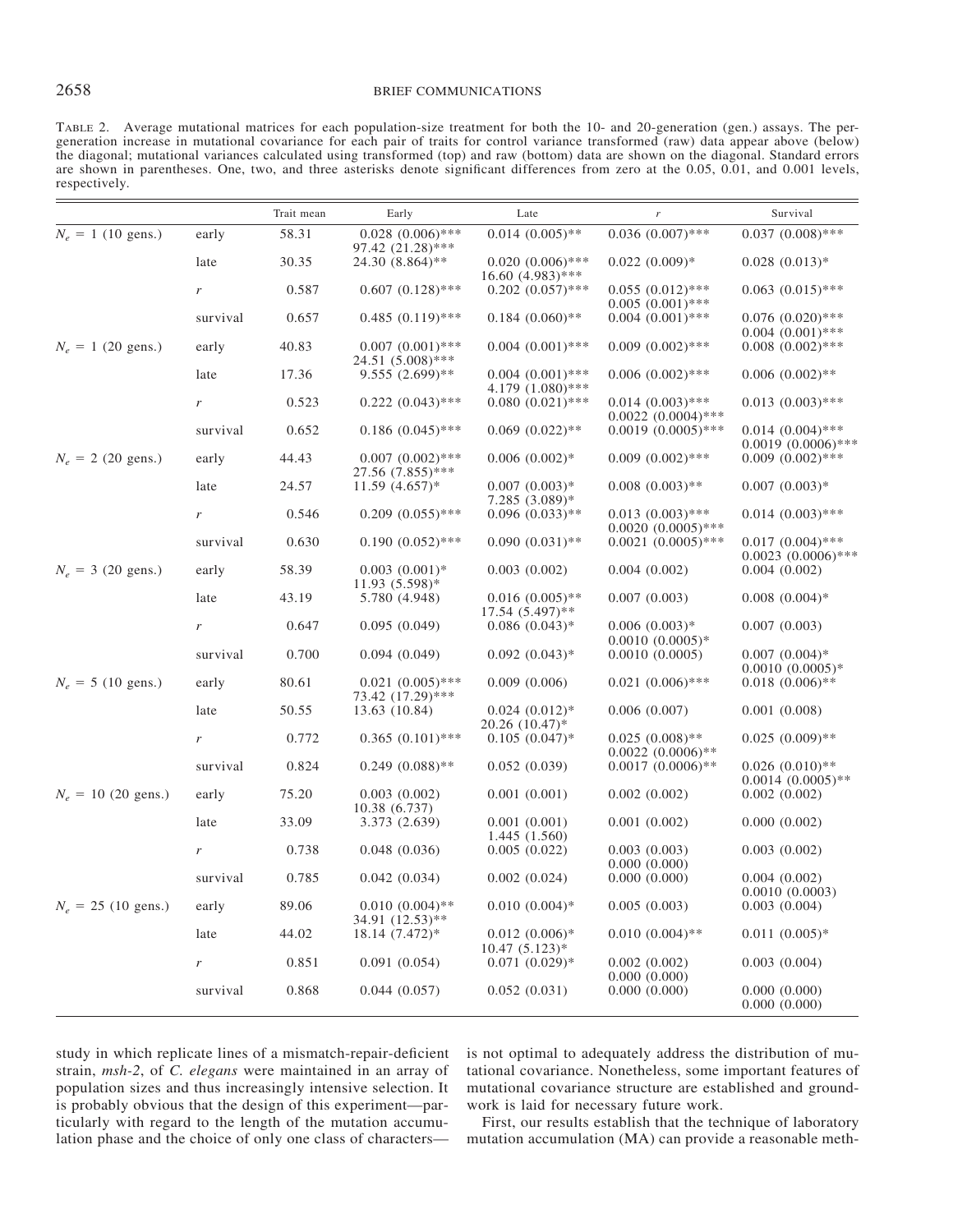TABLE 2. Average mutational matrices for each population-size treatment for both the 10- and 20-generation (gen.) assays. The per-generation increase in mutational covariance for each pair of traits for control variance transformed (raw) data appear above (below) the diagonal; mutational variances calculated using transformed (top) and raw (bottom) data are shown on the diagonal. Standard errors are shown in parentheses. One, two, and three asterisks denote significant differences from zero at the 0.05, 0.01, and 0.001 levels, respectively.

| | | Trait mean | Early | Late | $r$ | Survival |
|---|---|---|---|---|---|---|
| $N_e$ = 1 (10 gens.) | early | 58.31 | 0.028 (0.006)*** <br> 97.42 (21.28)*** | 0.014 (0.005)** | 0.036 (0.007)*** | 0.037 (0.008)*** |
| | late | 30.35 | 24.30 (8.864)** | 0.020 (0.006)*** <br> 16.60 (4.983)*** | 0.022 (0.009)* | 0.028 (0.013)* |
| | $r$ | 0.587 | 0.607 (0.128)*** | 0.202 (0.057)*** | 0.055 (0.012)*** <br> 0.005 (0.001)*** | 0.063 (0.015)*** |
| | survival | 0.657 | 0.485 (0.119)*** | 0.184 (0.060)** | 0.004 (0.001)*** | 0.076 (0.020)*** <br> 0.004 (0.001)*** |
| $N_e$ = 1 (20 gens.) | early | 40.83 | 0.007 (0.001)*** <br> 24.51 (5.008)*** | 0.004 (0.001)*** | 0.009 (0.002)*** | 0.008 (0.002)*** |
| | late | 17.36 | 9.555 (2.699)** | 0.004 (0.001)*** <br> 4.179 (1.080)*** | 0.006 (0.002)*** | 0.006 (0.002)** |
| | $r$ | 0.523 | 0.222 (0.043)*** | 0.080 (0.021)*** | 0.014 (0.003)*** <br> 0.0022 (0.0004)*** | 0.013 (0.003)*** |
| | survival | 0.652 | 0.186 (0.045)*** | 0.069 (0.022)** | 0.0019 (0.0005)*** | 0.014 (0.004)*** <br> 0.0019 (0.0006)*** |
| $N_e$ = 2 (20 gens.) | early | 44.43 | 0.007 (0.002)*** <br> 27.56 (7.855)*** | 0.006 (0.002)* | 0.009 (0.002)*** | 0.009 (0.002)*** |
| | late | 24.57 | 11.59 (4.657)* | 0.007 (0.003)* <br> 7.285 (3.089)* | 0.008 (0.003)** | 0.007 (0.003)* |
| | $r$ | 0.546 | 0.209 (0.055)*** | 0.096 (0.033)** | 0.013 (0.003)*** <br> 0.0020 (0.0005)*** | 0.014 (0.003)*** |
| | survival | 0.630 | 0.190 (0.052)*** | 0.090 (0.031)** | 0.0021 (0.0005)*** | 0.017 (0.004)*** <br> 0.0023 (0.0006)*** |
| $N_e$ = 3 (20 gens.) | early | 58.39 | 0.003 (0.001)* <br> 11.93 (5.598)* | 0.003 (0.002) | 0.004 (0.002) | 0.004 (0.002) |
| | late | 43.19 | 5.780 (4.948) | 0.016 (0.005)** <br> 17.54 (5.497)** | 0.007 (0.003) | 0.008 (0.004)* |
| | $r$ | 0.647 | 0.095 (0.049) | 0.086 (0.043)* | 0.006 (0.003)* <br> 0.0010 (0.0005)* | 0.007 (0.003) |
| | survival | 0.700 | 0.094 (0.049) | 0.092 (0.043)* | 0.0010 (0.0005) | 0.007 (0.004)* <br> 0.0010 (0.0005)* |
| $N_e$ = 5 (10 gens.) | early | 80.61 | 0.021 (0.005)*** <br> 73.42 (17.29)*** | 0.009 (0.006) | 0.021 (0.006)*** | 0.018 (0.006)** |
| | late | 50.55 | 13.63 (10.84) | 0.024 (0.012)* <br> 20.26 (10.47)* | 0.006 (0.007) | 0.001 (0.008) |
| | $r$ | 0.772 | 0.365 (0.101)*** | 0.105 (0.047)* | 0.025 (0.008)** <br> 0.0022 (0.0006)** | 0.025 (0.009)** |
| | survival | 0.824 | 0.249 (0.088)** | 0.052 (0.039) | 0.0017 (0.0006)** | 0.026 (0.010)** <br> 0.0014 (0.0005)** |
| $N_e$ = 10 (20 gens.) | early | 75.20 | 0.003 (0.002) <br> 10.38 (6.737) | 0.001 (0.001) | 0.002 (0.002) | 0.002 (0.002) |
| | late | 33.09 | 3.373 (2.639) | 0.001 (0.001) <br> 1.445 (1.560) | 0.001 (0.002) | 0.000 (0.002) |
| | $r$ | 0.738 | 0.048 (0.036) | 0.005 (0.022) | 0.003 (0.003) <br> 0.000 (0.000) | 0.003 (0.002) |
| | survival | 0.785 | 0.042 (0.034) | 0.002 (0.024) | 0.000 (0.000) | 0.004 (0.002) <br> 0.0010 (0.0003) |
| $N_e$ = 25 (10 gens.) | early | 89.06 | 0.010 (0.004)** <br> 34.91 (12.53)** | 0.010 (0.004)* | 0.005 (0.003) | 0.003 (0.004) |
| | late | 44.02 | 18.14 (7.472)* | 0.012 (0.006)* <br> 10.47 (5.123)* | 0.010 (0.004)** | 0.011 (0.005)* |
| | $r$ | 0.851 | 0.091 (0.054) | 0.071 (0.029)* | 0.002 (0.002) <br> 0.000 (0.000) | 0.003 (0.004) |
| | survival | 0.868 | 0.044 (0.057) | 0.052 (0.031) | 0.000 (0.000) | 0.000 (0.000) <br> 0.000 (0.000) |

study in which replicate lines of a mismatch-repair-deficient strain, *msh-2*, of *C. elegans* were maintained in an array of population sizes and thus increasingly intensive selection. It is probably obvious that the design of this experiment—particularly with regard to the length of the mutation accumulation phase and the choice of only one class of characters—is not optimal to adequately address the distribution of mutational covariance. Nonetheless, some important features of mutational covariance structure are established and groundwork is laid for necessary future work.

First, our results establish that the technique of laboratory mutation accumulation (MA) can provide a reasonable meth-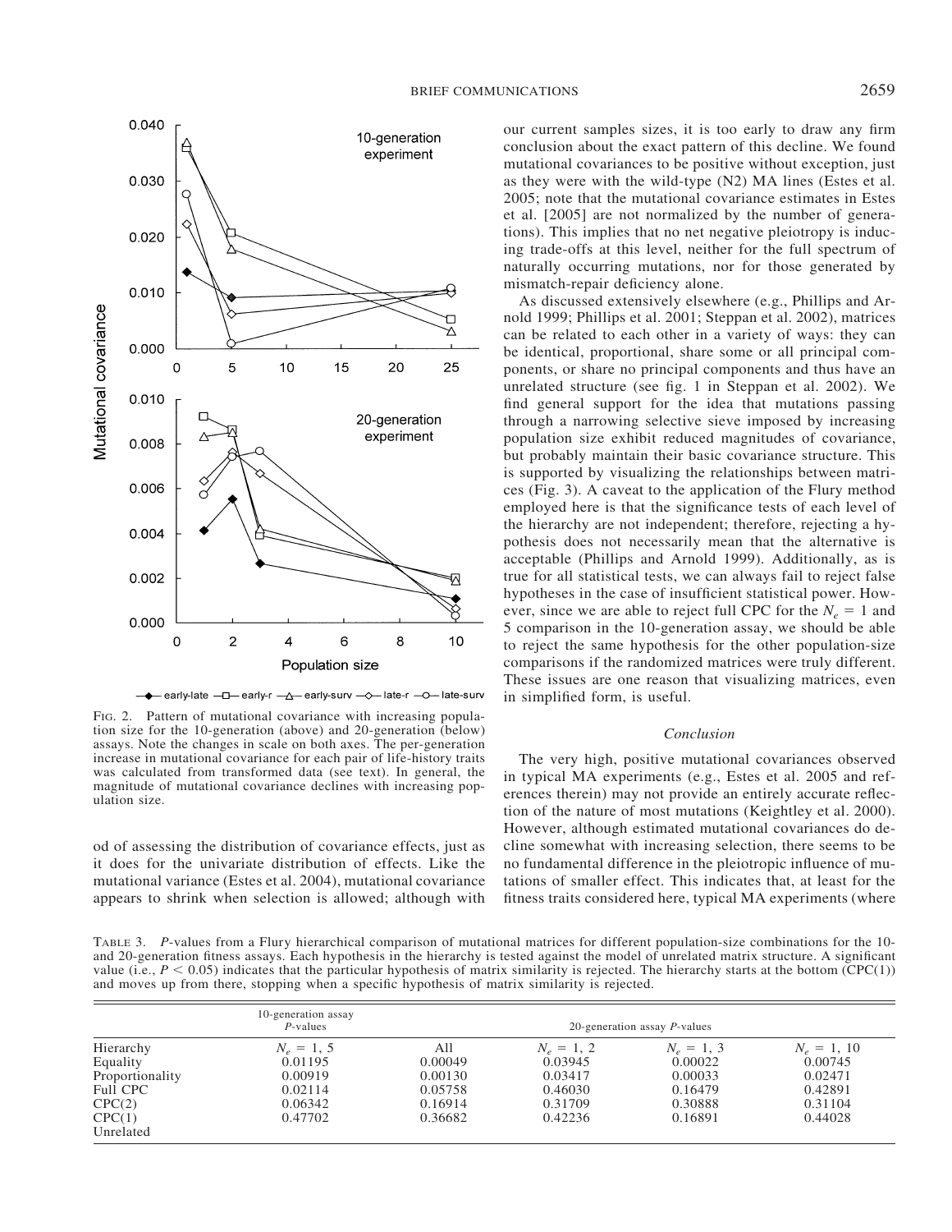FIG. 2. Pattern of mutational covariance with increasing population size for the 10-generation (above) and 20-generation (below) assays. Note the changes in scale on both axes. The per-generation increase in mutational covariance for each pair of life-history traits was calculated from transformed data (see text). In general, the magnitude of mutational covariance declines with increasing population size.

od of assessing the distribution of covariance effects, just as it does for the univariate distribution of effects. Like the mutational variance (Estes et al. 2004), mutational covariance appears to shrink when selection is allowed; although with our current samples sizes, it is too early to draw any firm conclusion about the exact pattern of this decline. We found mutational covariances to be positive without exception, just as they were with the wild-type (N2) MA lines (Estes et al. 2005; note that the mutational covariance estimates in Estes et al. [2005] are not normalized by the number of generations). This implies that no net negative pleiotropy is inducing trade-offs at this level, neither for the full spectrum of naturally occurring mutations, nor for those generated by mismatch-repair deficiency alone.

As discussed extensively elsewhere (e.g., Phillips and Arnold 1999; Phillips et al. 2001; Steppan et al. 2002), matrices can be related to each other in a variety of ways: they can be identical, proportional, share some or all principal components, or share no principal components and thus have an unrelated structure (see fig. 1 in Steppan et al. 2002). We find general support for the idea that mutations passing through a narrowing selective sieve imposed by increasing population size exhibit reduced magnitudes of covariance, but probably maintain their basic covariance structure. This is supported by visualizing the relationships between matrices (Fig. 3). A caveat to the application of the Flury method employed here is that the significance tests of each level of the hierarchy are not independent; therefore, rejecting a hypothesis does not necessarily mean that the alternative is acceptable (Phillips and Arnold 1999). Additionally, as is true for all statistical tests, we can always fail to reject false hypotheses in the case of insufficient statistical power. However, since we are able to reject full CPC for the $N_e = 1$ and 5 comparison in the 10-generation assay, we should be able to reject the same hypothesis for the other population-size comparisons if the randomized matrices were truly different. These issues are one reason that visualizing matrices, even in simplified form, is useful.

### Conclusion

The very high, positive mutational covariances observed in typical MA experiments (e.g., Estes et al. 2005 and references therein) may not provide an entirely accurate reflection of the nature of most mutations (Keightley et al. 2000). However, although estimated mutational covariances do decline somewhat with increasing selection, there seems to be no fundamental difference in the pleiotropic influence of mutations of smaller effect. This indicates that, at least for the fitness traits considered here, typical MA experiments (where

TABLE 3. *P*-values from a Flury hierarchical comparison of mutational matrices for different population-size combinations for the 10- and 20-generation fitness assays. Each hypothesis in the hierarchy is tested against the model of unrelated matrix structure. A significant value (i.e., $P < 0.05$) indicates that the particular hypothesis of matrix similarity is rejected. The hierarchy starts at the bottom (CPC(1)) and moves up from there, stopping when a specific hypothesis of matrix similarity is rejected.

| | 10-generation assay *P*-values | 20-generation assay *P*-values | | | |
|---|---|---|---|---|---|
| Hierarchy | $N_e = 1, 5$ | All | $N_e = 1, 2$ | $N_e = 1, 3$ | $N_e = 1, 10$ |
| Equality | 0.01195 | 0.00049 | 0.03945 | 0.00022 | 0.00745 |
| Proportionality | 0.00919 | 0.00130 | 0.03417 | 0.00033 | 0.02471 |
| Full CPC | 0.02114 | 0.05758 | 0.46030 | 0.16479 | 0.42891 |
| CPC(2) | 0.06342 | 0.16914 | 0.31709 | 0.30888 | 0.31104 |
| CPC(1) | 0.47702 | 0.36682 | 0.42236 | 0.16891 | 0.44028 |
| Unrelated | | | | | |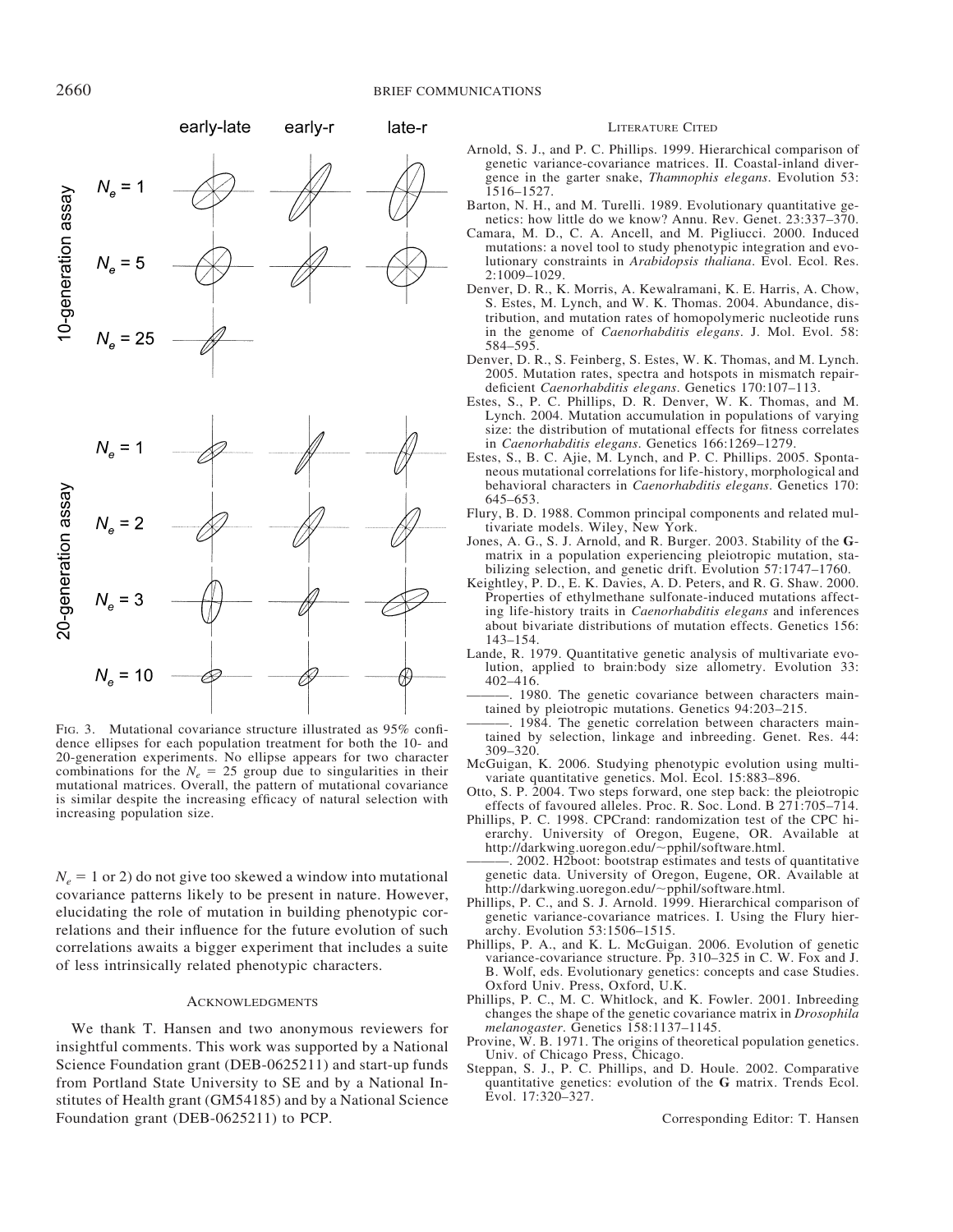early-late early-r late-r

10-generation assay

$N_e$ = 1

$N_e$ = 5

$N_e$ = 25

20-generation assay

$N_e$ = 1

$N_e$ = 2

$N_e$ = 3

$N_e$ = 10

FIG. 3. Mutational covariance structure illustrated as 95% confidence ellipses for each population treatment for both the 10- and 20-generation experiments. No ellipse appears for two character combinations for the $N_e$ = 25 group due to singularities in their mutational matrices. Overall, the pattern of mutational covariance is similar despite the increasing efficacy of natural selection with increasing population size.

$N_e$ = 1 or 2) do not give too skewed a window into mutational covariance patterns likely to be present in nature. However, elucidating the role of mutation in building phenotypic correlations and their influence for the future evolution of such correlations awaits a bigger experiment that includes a suite of less intrinsically related phenotypic characters.

## ACKNOWLEDGMENTS

We thank T. Hansen and two anonymous reviewers for insightful comments. This work was supported by a National Science Foundation grant (DEB-0625211) and start-up funds from Portland State University to SE and by a National Institutes of Health grant (GM54185) and by a National Science Foundation grant (DEB-0625211) to PCP.

## LITERATURE CITED

Arnold, S. J., and P. C. Phillips. 1999. Hierarchical comparison of genetic variance-covariance matrices. II. Coastal-inland divergence in the garter snake, *Thamnophis elegans*. Evolution 53: 1516–1527.

Barton, N. H., and M. Turelli. 1989. Evolutionary quantitative genetics: how little do we know? Annu. Rev. Genet. 23:337–370.

Camara, M. D., C. A. Ancell, and M. Pigliucci. 2000. Induced mutations: a novel tool to study phenotypic integration and evolutionary constraints in *Arabidopsis thaliana*. Evol. Ecol. Res. 2:1009–1029.

Denver, D. R., K. Morris, A. Kewalramani, K. E. Harris, A. Chow, S. Estes, M. Lynch, and W. K. Thomas. 2004. Abundance, distribution, and mutation rates of homopolymeric nucleotide runs in the genome of *Caenorhabditis elegans*. J. Mol. Evol. 58: 584–595.

Denver, D. R., S. Feinberg, S. Estes, W. K. Thomas, and M. Lynch. 2005. Mutation rates, spectra and hotspots in mismatch repair-deficient *Caenorhabditis elegans*. Genetics 170:107–113.

Estes, S., P. C. Phillips, D. R. Denver, W. K. Thomas, and M. Lynch. 2004. Mutation accumulation in populations of varying size: the distribution of mutational effects for fitness correlates in *Caenorhabditis elegans*. Genetics 166:1269–1279.

Estes, S., B. C. Ajie, M. Lynch, and P. C. Phillips. 2005. Spontaneous mutational correlations for life-history, morphological and behavioral characters in *Caenorhabditis elegans*. Genetics 170: 645–653.

Flury, B. D. 1988. Common principal components and related multivariate models. Wiley, New York.

Jones, A. G., S. J. Arnold, and R. Burger. 2003. Stability of the **G**-matrix in a population experiencing pleiotropic mutation, stabilizing selection, and genetic drift. Evolution 57:1747–1760.

Keightley, P. D., E. K. Davies, A. D. Peters, and R. G. Shaw. 2000. Properties of ethylmethane sulfonate-induced mutations affecting life-history traits in *Caenorhabditis elegans* and inferences about bivariate distributions of mutation effects. Genetics 156: 143–154.

Lande, R. 1979. Quantitative genetic analysis of multivariate evolution, applied to brain:body size allometry. Evolution 33: 402–416.

———. 1980. The genetic covariance between characters maintained by pleiotropic mutations. Genetics 94:203–215.

———. 1984. The genetic correlation between characters maintained by selection, linkage and inbreeding. Genet. Res. 44: 309–320.

McGuigan, K. 2006. Studying phenotypic evolution using multivariate quantitative genetics. Mol. Ecol. 15:883–896.

Otto, S. P. 2004. Two steps forward, one step back: the pleiotropic effects of favoured alleles. Proc. R. Soc. Lond. B 271:705–714.

Phillips, P. C. 1998. CPCrand: randomization test of the CPC hierarchy. University of Oregon, Eugene, OR. Available at http://darkwing.uoregon.edu/~pphil/software.html.

———. 2002. H2boot: bootstrap estimates and tests of quantitative genetic data. University of Oregon, Eugene, OR. Available at http://darkwing.uoregon.edu/~pphil/software.html.

Phillips, P. C., and S. J. Arnold. 1999. Hierarchical comparison of genetic variance-covariance matrices. I. Using the Flury hierarchy. Evolution 53:1506–1515.

Phillips, P. A., and K. L. McGuigan. 2006. Evolution of genetic variance-covariance structure. Pp. 310–325 in C. W. Fox and J. B. Wolf, eds. Evolutionary genetics: concepts and case Studies. Oxford Univ. Press, Oxford, U.K.

Phillips, P. C., M. C. Whitlock, and K. Fowler. 2001. Inbreeding changes the shape of the genetic covariance matrix in *Drosophila melanogaster*. Genetics 158:1137–1145.

Provine, W. B. 1971. The origins of theoretical population genetics. Univ. of Chicago Press, Chicago.

Steppan, S. J., P. C. Phillips, and D. Houle. 2002. Comparative quantitative genetics: evolution of the **G** matrix. Trends Ecol. Evol. 17:320–327.

Corresponding Editor: T. Hansen